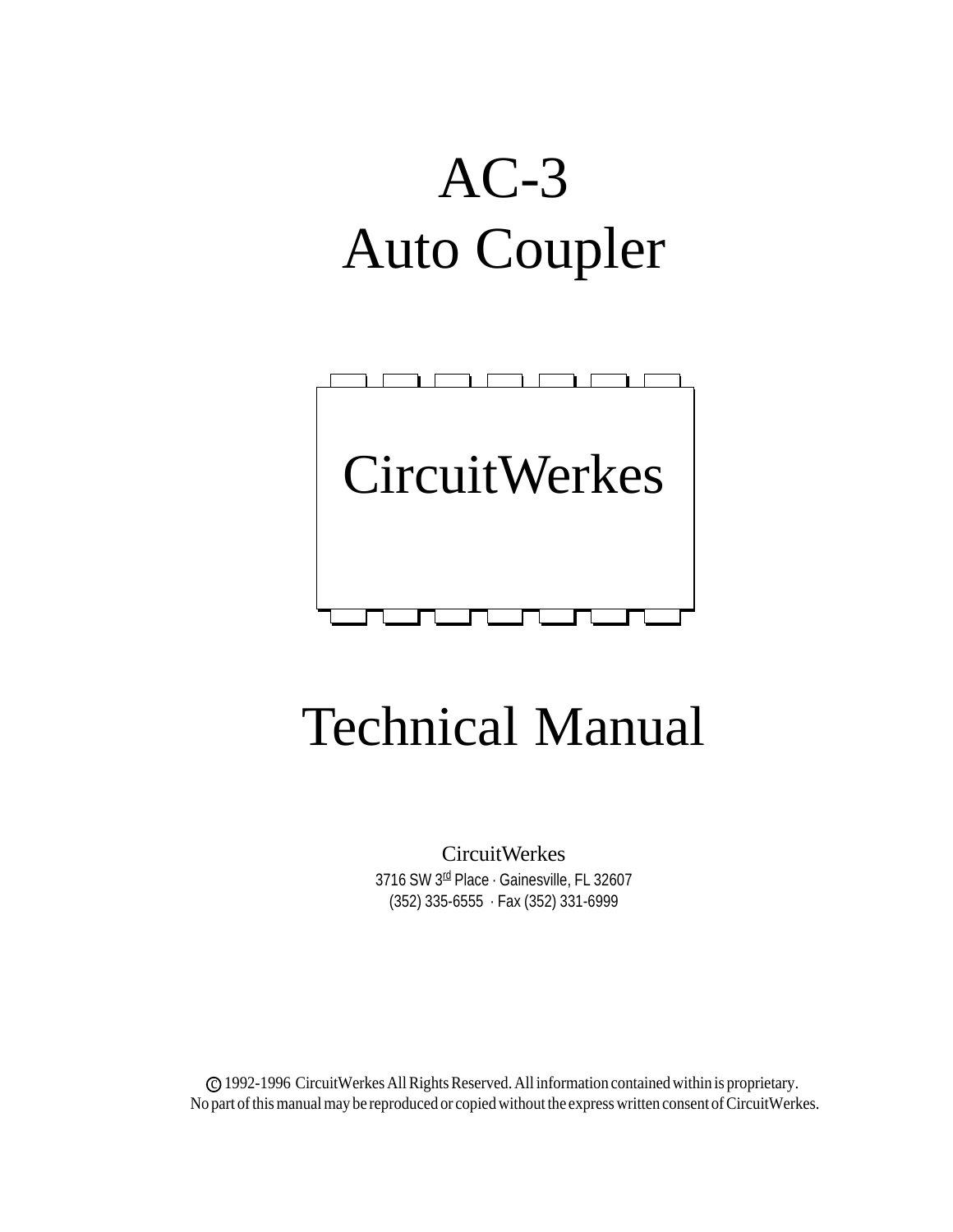# AC-3
# Auto Coupler

CircuitWerkes

# Technical Manual

CircuitWerkes
3716 SW 3rd Place · Gainesville, FL 32607
(352) 335-6555 · Fax (352) 331-6999

© 1992-1996 CircuitWerkes All Rights Reserved. All information contained within is proprietary.
No part of this manual may be reproduced or copied without the express written consent of CircuitWerkes.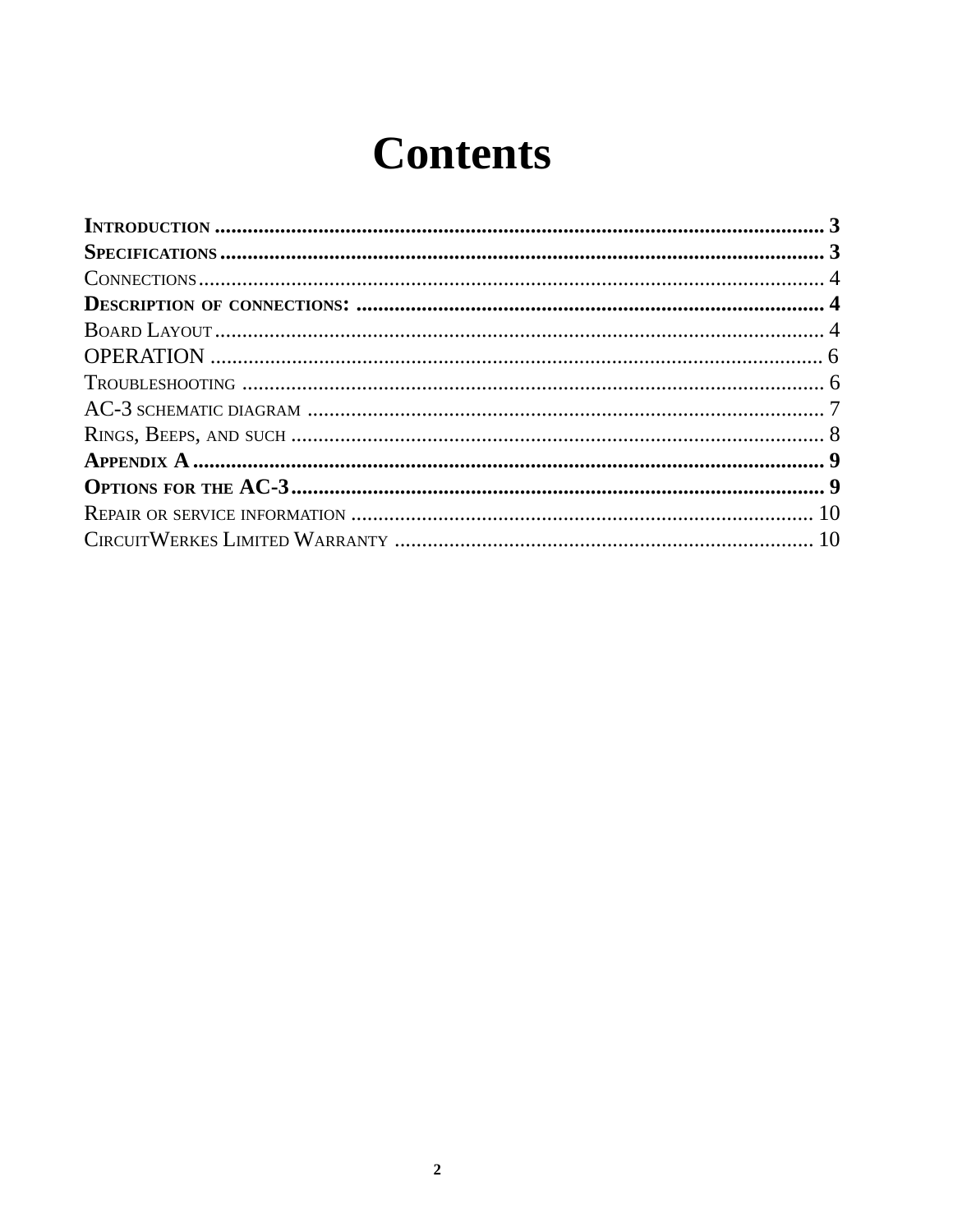# Contents

**INTRODUCTION** ........................................................................................................ **3**
**SPECIFICATIONS** ...................................................................................................... **3**
CONNECTIONS ................................................................................................................ 4
**DESCRIPTION OF CONNECTIONS:** .............................................................................. **4**
BOARD LAYOUT ............................................................................................................. 4
OPERATION .................................................................................................................. 6
TROUBLESHOOTING ....................................................................................................... 6
AC-3 SCHEMATIC DIAGRAM .......................................................................................... 7
RINGS, BEEPS, AND SUCH .............................................................................................. 8
**APPENDIX A** ............................................................................................................ **9**
**OPTIONS FOR THE AC-3** .......................................................................................... **9**
REPAIR OR SERVICE INFORMATION ............................................................................. 10
CIRCUITWERKES LIMITED WARRANTY ......................................................................... 10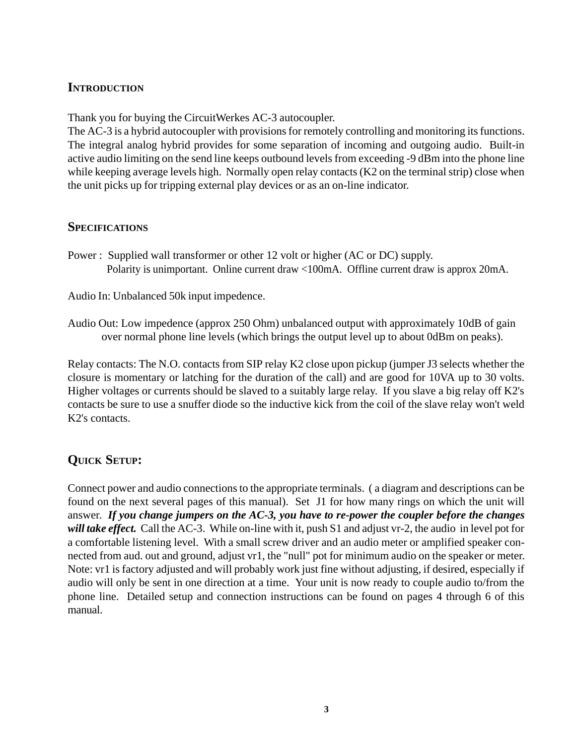## Introduction

Thank you for buying the CircuitWerkes AC-3 autocoupler.
The AC-3 is a hybrid autocoupler with provisions for remotely controlling and monitoring its functions. The integral analog hybrid provides for some separation of incoming and outgoing audio. Built-in active audio limiting on the send line keeps outbound levels from exceeding -9 dBm into the phone line while keeping average levels high. Normally open relay contacts (K2 on the terminal strip) close when the unit picks up for tripping external play devices or as an on-line indicator.

## Specifications

Power : Supplied wall transformer or other 12 volt or higher (AC or DC) supply.
Polarity is unimportant. Online current draw <100mA. Offline current draw is approx 20mA.

Audio In: Unbalanced 50k input impedence.

Audio Out: Low impedence (approx 250 Ohm) unbalanced output with approximately 10dB of gain over normal phone line levels (which brings the output level up to about 0dBm on peaks).

Relay contacts: The N.O. contacts from SIP relay K2 close upon pickup (jumper J3 selects whether the closure is momentary or latching for the duration of the call) and are good for 10VA up to 30 volts. Higher voltages or currents should be slaved to a suitably large relay. If you slave a big relay off K2's contacts be sure to use a snuffer diode so the inductive kick from the coil of the slave relay won't weld K2's contacts.

## Quick Setup:

Connect power and audio connections to the appropriate terminals. ( a diagram and descriptions can be found on the next several pages of this manual). Set J1 for how many rings on which the unit will answer. ***If you change jumpers on the AC-3, you have to re-power the coupler before the changes will take effect.*** Call the AC-3. While on-line with it, push S1 and adjust vr-2, the audio in level pot for a comfortable listening level. With a small screw driver and an audio meter or amplified speaker connected from aud. out and ground, adjust vr1, the "null" pot for minimum audio on the speaker or meter. Note: vr1 is factory adjusted and will probably work just fine without adjusting, if desired, especially if audio will only be sent in one direction at a time. Your unit is now ready to couple audio to/from the phone line. Detailed setup and connection instructions can be found on pages 4 through 6 of this manual.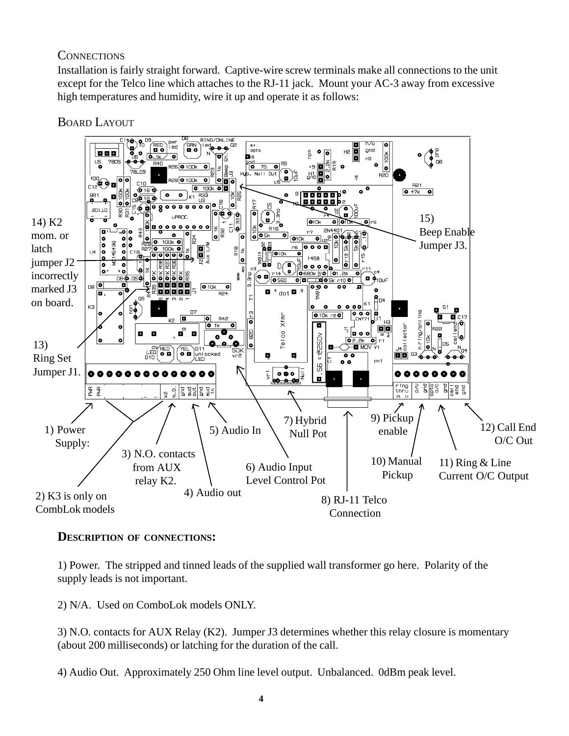## Connections

Installation is fairly straight forward. Captive-wire screw terminals make all connections to the unit except for the Telco line which attaches to the RJ-11 jack. Mount your AC-3 away from excessive high temperatures and humidity, wire it up and operate it as follows:

## Board Layout

1) Power Supply:

2) K3 is only on CombLok models

3) N.O. contacts from AUX relay K2.

4) Audio out

5) Audio In

6) Audio Input Level Control Pot

7) Hybrid Null Pot

8) RJ-11 Telco Connection

9) Pickup enable

10) Manual Pickup

11) Ring & Line Current O/C Output

12) Call End O/C Out

13) Ring Set Jumper J1.

14) K2 mom. or latch jumper J2 incorrectly marked J3 on board.

15) Beep Enable Jumper J3.

## Description of connections:

1) Power. The stripped and tinned leads of the supplied wall transformer go here. Polarity of the supply leads is not important.

2) N/A. Used on ComboLok models ONLY.

3) N.O. contacts for AUX Relay (K2). Jumper J3 determines whether this relay closure is momentary (about 200 milliseconds) or latching for the duration of the call.

4) Audio Out. Approximately 250 Ohm line level output. Unbalanced. 0dBm peak level.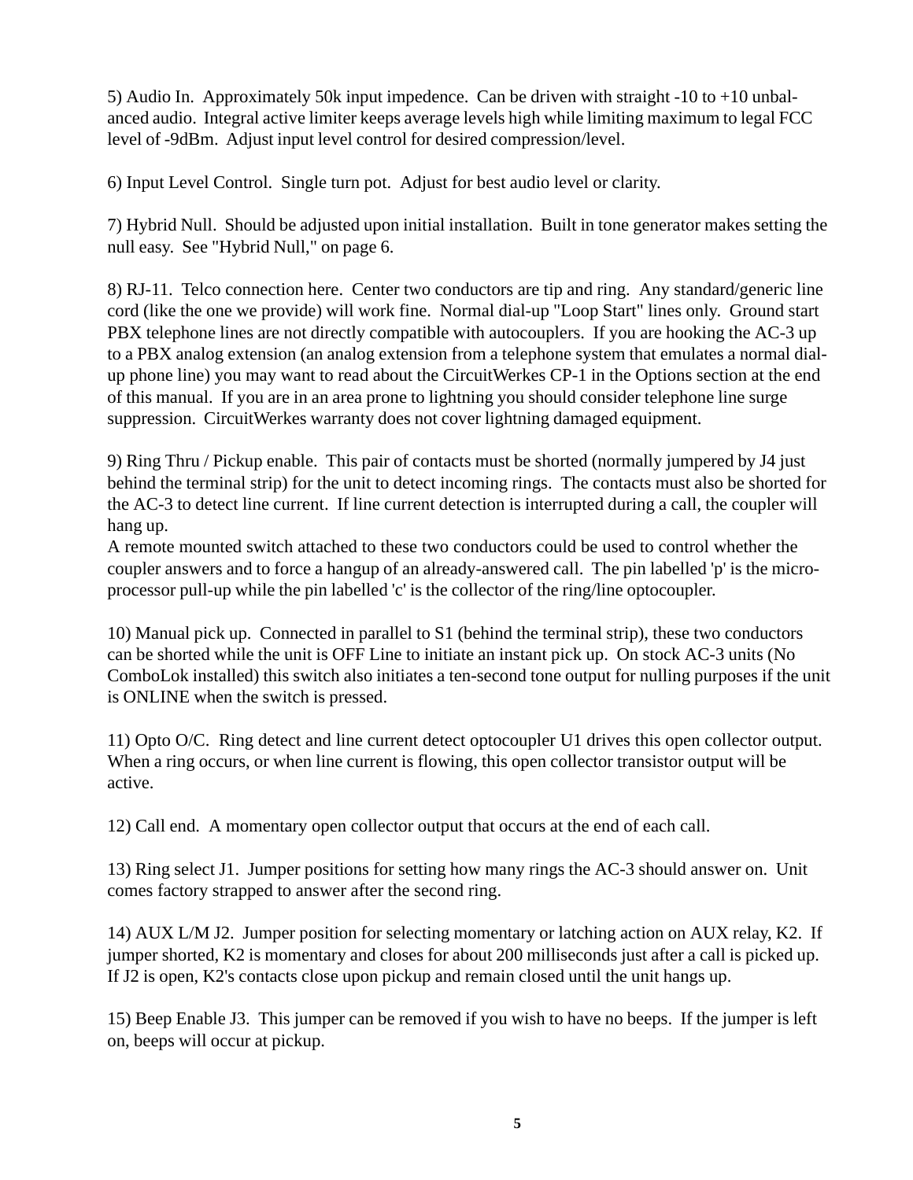5) Audio In. Approximately 50k input impedence. Can be driven with straight -10 to +10 unbalanced audio. Integral active limiter keeps average levels high while limiting maximum to legal FCC level of -9dBm. Adjust input level control for desired compression/level.

6) Input Level Control. Single turn pot. Adjust for best audio level or clarity.

7) Hybrid Null. Should be adjusted upon initial installation. Built in tone generator makes setting the null easy. See "Hybrid Null," on page 6.

8) RJ-11. Telco connection here. Center two conductors are tip and ring. Any standard/generic line cord (like the one we provide) will work fine. Normal dial-up "Loop Start" lines only. Ground start PBX telephone lines are not directly compatible with autocouplers. If you are hooking the AC-3 up to a PBX analog extension (an analog extension from a telephone system that emulates a normal dial-up phone line) you may want to read about the CircuitWerkes CP-1 in the Options section at the end of this manual. If you are in an area prone to lightning you should consider telephone line surge suppression. CircuitWerkes warranty does not cover lightning damaged equipment.

9) Ring Thru / Pickup enable. This pair of contacts must be shorted (normally jumpered by J4 just behind the terminal strip) for the unit to detect incoming rings. The contacts must also be shorted for the AC-3 to detect line current. If line current detection is interrupted during a call, the coupler will hang up.
A remote mounted switch attached to these two conductors could be used to control whether the coupler answers and to force a hangup of an already-answered call. The pin labelled 'p' is the microprocessor pull-up while the pin labelled 'c' is the collector of the ring/line optocoupler.

10) Manual pick up. Connected in parallel to S1 (behind the terminal strip), these two conductors can be shorted while the unit is OFF Line to initiate an instant pick up. On stock AC-3 units (No ComboLok installed) this switch also initiates a ten-second tone output for nulling purposes if the unit is ONLINE when the switch is pressed.

11) Opto O/C. Ring detect and line current detect optocoupler U1 drives this open collector output. When a ring occurs, or when line current is flowing, this open collector transistor output will be active.

12) Call end. A momentary open collector output that occurs at the end of each call.

13) Ring select J1. Jumper positions for setting how many rings the AC-3 should answer on. Unit comes factory strapped to answer after the second ring.

14) AUX L/M J2. Jumper position for selecting momentary or latching action on AUX relay, K2. If jumper shorted, K2 is momentary and closes for about 200 milliseconds just after a call is picked up. If J2 is open, K2's contacts close upon pickup and remain closed until the unit hangs up.

15) Beep Enable J3. This jumper can be removed if you wish to have no beeps. If the jumper is left on, beeps will occur at pickup.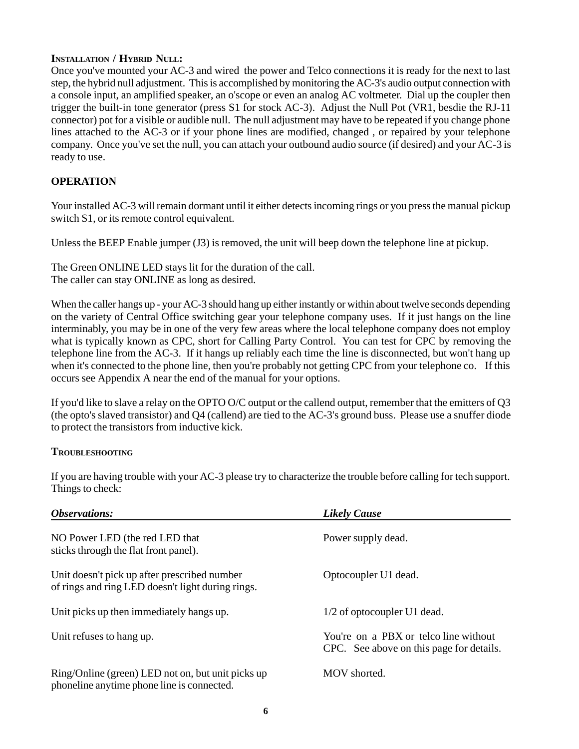**Installation / Hybrid Null:**

Once you've mounted your AC-3 and wired the power and Telco connections it is ready for the next to last step, the hybrid null adjustment. This is accomplished by monitoring the AC-3's audio output connection with a console input, an amplified speaker, an o'scope or even an analog AC voltmeter. Dial up the coupler then trigger the built-in tone generator (press S1 for stock AC-3). Adjust the Null Pot (VR1, besdie the RJ-11 connector) pot for a visible or audible null. The null adjustment may have to be repeated if you change phone lines attached to the AC-3 or if your phone lines are modified, changed , or repaired by your telephone company. Once you've set the null, you can attach your outbound audio source (if desired) and your AC-3 is ready to use.

## OPERATION

Your installed AC-3 will remain dormant until it either detects incoming rings or you press the manual pickup switch S1, or its remote control equivalent.

Unless the BEEP Enable jumper (J3) is removed, the unit will beep down the telephone line at pickup.

The Green ONLINE LED stays lit for the duration of the call.
The caller can stay ONLINE as long as desired.

When the caller hangs up - your AC-3 should hang up either instantly or within about twelve seconds depending on the variety of Central Office switching gear your telephone company uses. If it just hangs on the line interminably, you may be in one of the very few areas where the local telephone company does not employ what is typically known as CPC, short for Calling Party Control. You can test for CPC by removing the telephone line from the AC-3. If it hangs up reliably each time the line is disconnected, but won't hang up when it's connected to the phone line, then you're probably not getting CPC from your telephone co. If this occurs see Appendix A near the end of the manual for your options.

If you'd like to slave a relay on the OPTO O/C output or the callend output, remember that the emitters of Q3 (the opto's slaved transistor) and Q4 (callend) are tied to the AC-3's ground buss. Please use a snuffer diode to protect the transistors from inductive kick.

**Troubleshooting**

If you are having trouble with your AC-3 please try to characterize the trouble before calling for tech support. Things to check:

| ***Observations:*** | ***Likely Cause*** |
|---|---|
| NO Power LED (the red LED that sticks through the flat front panel). | Power supply dead. |
| Unit doesn't pick up after prescribed number of rings and ring LED doesn't light during rings. | Optocoupler U1 dead. |
| Unit picks up then immediately hangs up. | 1/2 of optocoupler U1 dead. |
| Unit refuses to hang up. | You're on a PBX or telco line without CPC. See above on this page for details. |
| Ring/Online (green) LED not on, but unit picks up phoneline anytime phone line is connected. | MOV shorted. |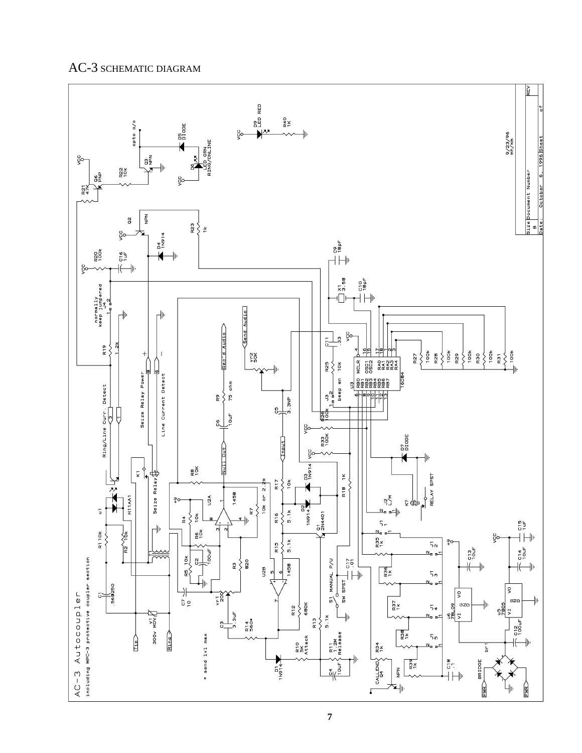# AC-3 SCHEMATIC DIAGRAM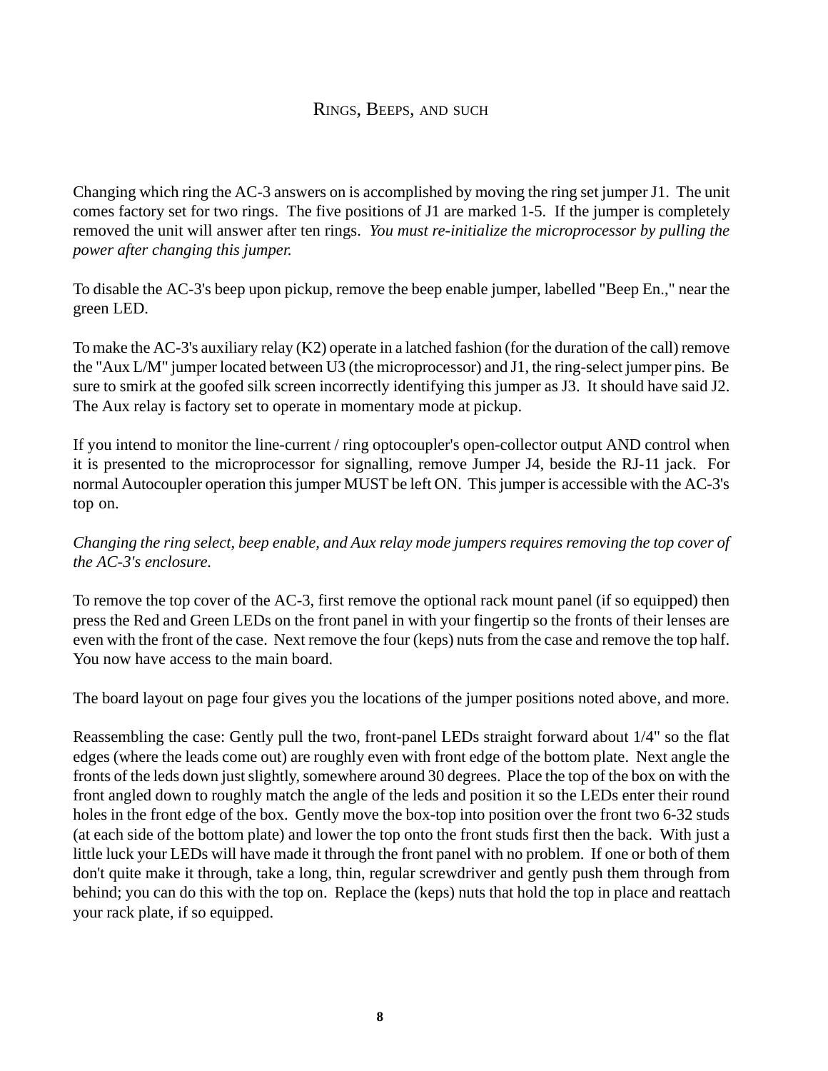## Rings, Beeps, and such

Changing which ring the AC-3 answers on is accomplished by moving the ring set jumper J1. The unit comes factory set for two rings. The five positions of J1 are marked 1-5. If the jumper is completely removed the unit will answer after ten rings. *You must re-initialize the microprocessor by pulling the power after changing this jumper.*

To disable the AC-3's beep upon pickup, remove the beep enable jumper, labelled "Beep En.," near the green LED.

To make the AC-3's auxiliary relay (K2) operate in a latched fashion (for the duration of the call) remove the "Aux L/M" jumper located between U3 (the microprocessor) and J1, the ring-select jumper pins. Be sure to smirk at the goofed silk screen incorrectly identifying this jumper as J3. It should have said J2. The Aux relay is factory set to operate in momentary mode at pickup.

If you intend to monitor the line-current / ring optocoupler's open-collector output AND control when it is presented to the microprocessor for signalling, remove Jumper J4, beside the RJ-11 jack. For normal Autocoupler operation this jumper MUST be left ON. This jumper is accessible with the AC-3's top on.

*Changing the ring select, beep enable, and Aux relay mode jumpers requires removing the top cover of the AC-3's enclosure.*

To remove the top cover of the AC-3, first remove the optional rack mount panel (if so equipped) then press the Red and Green LEDs on the front panel in with your fingertip so the fronts of their lenses are even with the front of the case. Next remove the four (keps) nuts from the case and remove the top half. You now have access to the main board.

The board layout on page four gives you the locations of the jumper positions noted above, and more.

Reassembling the case: Gently pull the two, front-panel LEDs straight forward about 1/4" so the flat edges (where the leads come out) are roughly even with front edge of the bottom plate. Next angle the fronts of the leds down just slightly, somewhere around 30 degrees. Place the top of the box on with the front angled down to roughly match the angle of the leds and position it so the LEDs enter their round holes in the front edge of the box. Gently move the box-top into position over the front two 6-32 studs (at each side of the bottom plate) and lower the top onto the front studs first then the back. With just a little luck your LEDs will have made it through the front panel with no problem. If one or both of them don't quite make it through, take a long, thin, regular screwdriver and gently push them through from behind; you can do this with the top on. Replace the (keps) nuts that hold the top in place and reattach your rack plate, if so equipped.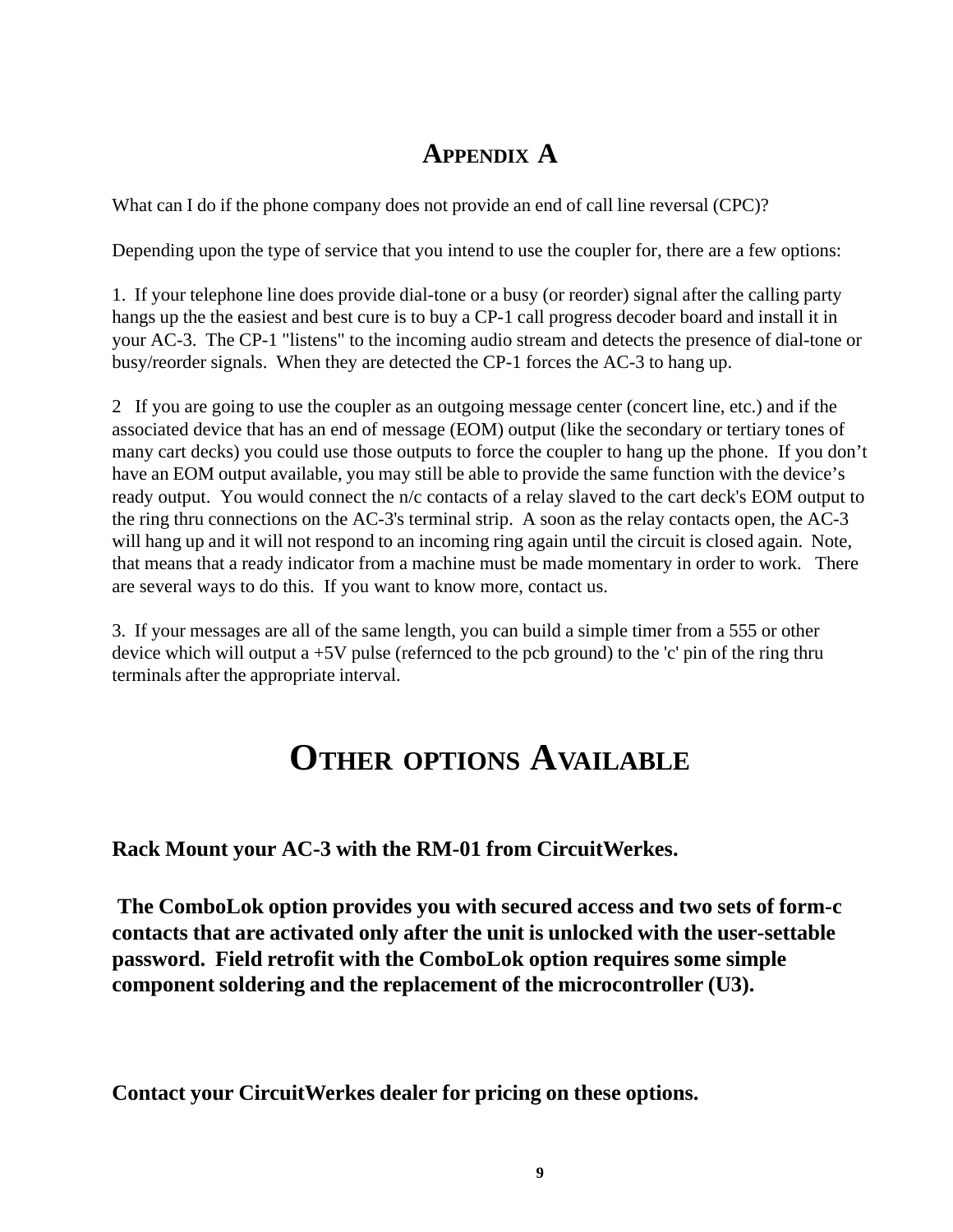# APPENDIX A

What can I do if the phone company does not provide an end of call line reversal (CPC)?

Depending upon the type of service that you intend to use the coupler for, there are a few options:

1. If your telephone line does provide dial-tone or a busy (or reorder) signal after the calling party hangs up the the easiest and best cure is to buy a CP-1 call progress decoder board and install it in your AC-3. The CP-1 "listens" to the incoming audio stream and detects the presence of dial-tone or busy/reorder signals. When they are detected the CP-1 forces the AC-3 to hang up.

2 If you are going to use the coupler as an outgoing message center (concert line, etc.) and if the associated device that has an end of message (EOM) output (like the secondary or tertiary tones of many cart decks) you could use those outputs to force the coupler to hang up the phone. If you don't have an EOM output available, you may still be able to provide the same function with the device's ready output. You would connect the n/c contacts of a relay slaved to the cart deck's EOM output to the ring thru connections on the AC-3's terminal strip. A soon as the relay contacts open, the AC-3 will hang up and it will not respond to an incoming ring again until the circuit is closed again. Note, that means that a ready indicator from a machine must be made momentary in order to work. There are several ways to do this. If you want to know more, contact us.

3. If your messages are all of the same length, you can build a simple timer from a 555 or other device which will output a +5V pulse (refernced to the pcb ground) to the 'c' pin of the ring thru terminals after the appropriate interval.

# OTHER OPTIONS AVAILABLE

**Rack Mount your AC-3 with the RM-01 from CircuitWerkes.**

**The ComboLok option provides you with secured access and two sets of form-c contacts that are activated only after the unit is unlocked with the user-settable password. Field retrofit with the ComboLok option requires some simple component soldering and the replacement of the microcontroller (U3).**

**Contact your CircuitWerkes dealer for pricing on these options.**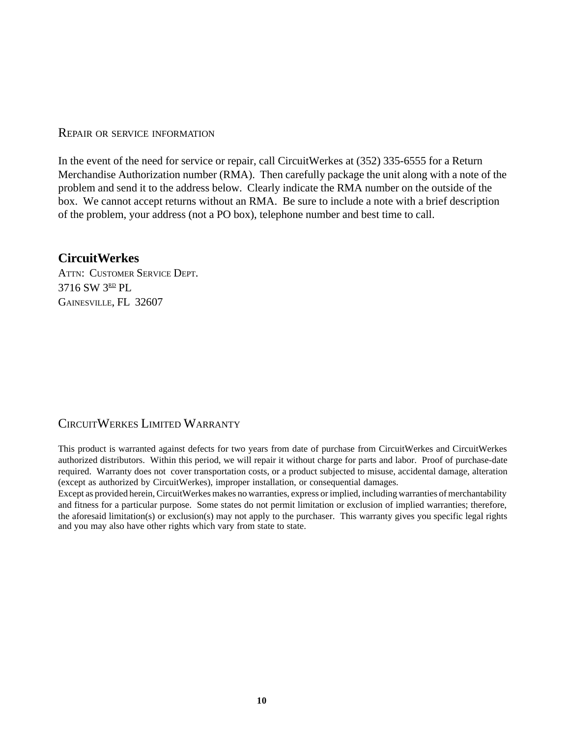## REPAIR OR SERVICE INFORMATION

In the event of the need for service or repair, call CircuitWerkes at (352) 335-6555 for a Return Merchandise Authorization number (RMA). Then carefully package the unit along with a note of the problem and send it to the address below. Clearly indicate the RMA number on the outside of the box. We cannot accept returns without an RMA. Be sure to include a note with a brief description of the problem, your address (not a PO box), telephone number and best time to call.

**CircuitWerkes**
ATTN: CUSTOMER SERVICE DEPT.
3716 SW 3RD PL
GAINESVILLE, FL 32607

## CIRCUITWERKES LIMITED WARRANTY

This product is warranted against defects for two years from date of purchase from CircuitWerkes and CircuitWerkes authorized distributors. Within this period, we will repair it without charge for parts and labor. Proof of purchase-date required. Warranty does not cover transportation costs, or a product subjected to misuse, accidental damage, alteration (except as authorized by CircuitWerkes), improper installation, or consequential damages.
Except as provided herein, CircuitWerkes makes no warranties, express or implied, including warranties of merchantability and fitness for a particular purpose. Some states do not permit limitation or exclusion of implied warranties; therefore, the aforesaid limitation(s) or exclusion(s) may not apply to the purchaser. This warranty gives you specific legal rights and you may also have other rights which vary from state to state.